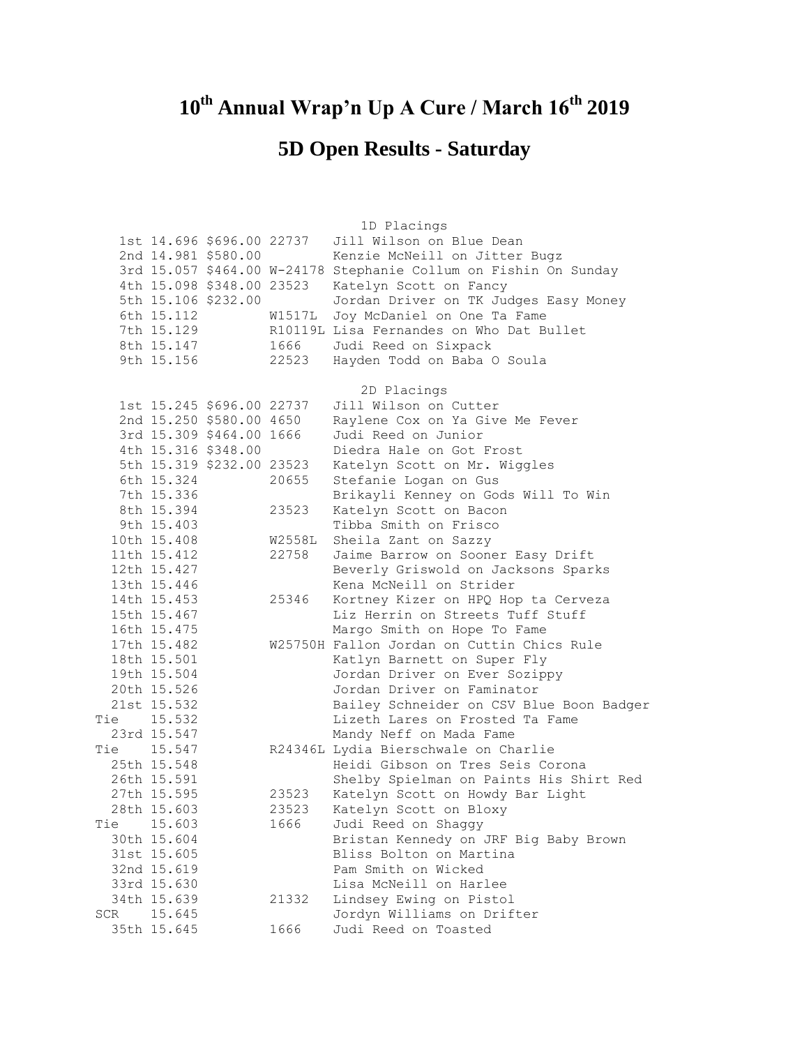# 10[th] Annual Wrap'n Up A Cure / March 16[th] 2019

## 5D Open Results - Saturday

### 1D Placings

| Place | Time | Payout | Number | Rider / Horse |
|---|---|---|---|---|
| 1st | 14.696 | $696.00 | 22737 | Jill Wilson on Blue Dean |
| 2nd | 14.981 | $580.00 | | Kenzie McNeill on Jitter Bugz |
| 3rd | 15.057 | $464.00 | W-24178 | Stephanie Collum on Fishin On Sunday |
| 4th | 15.098 | $348.00 | 23523 | Katelyn Scott on Fancy |
| 5th | 15.106 | $232.00 | | Jordan Driver on TK Judges Easy Money |
| 6th | 15.112 | | W1517L | Joy McDaniel on One Ta Fame |
| 7th | 15.129 | | R10119L | Lisa Fernandes on Who Dat Bullet |
| 8th | 15.147 | | 1666 | Judi Reed on Sixpack |
| 9th | 15.156 | | 22523 | Hayden Todd on Baba O Soula |

### 2D Placings

| Place | Time | Payout | Number | Rider / Horse |
|---|---|---|---|---|
| 1st | 15.245 | $696.00 | 22737 | Jill Wilson on Cutter |
| 2nd | 15.250 | $580.00 | 4650 | Raylene Cox on Ya Give Me Fever |
| 3rd | 15.309 | $464.00 | 1666 | Judi Reed on Junior |
| 4th | 15.316 | $348.00 | | Diedra Hale on Got Frost |
| 5th | 15.319 | $232.00 | 23523 | Katelyn Scott on Mr. Wiggles |
| 6th | 15.324 | | 20655 | Stefanie Logan on Gus |
| 7th | 15.336 | | | Brikayli Kenney on Gods Will To Win |
| 8th | 15.394 | | 23523 | Katelyn Scott on Bacon |
| 9th | 15.403 | | | Tibba Smith on Frisco |
| 10th | 15.408 | | W2558L | Sheila Zant on Sazzy |
| 11th | 15.412 | | 22758 | Jaime Barrow on Sooner Easy Drift |
| 12th | 15.427 | | | Beverly Griswold on Jacksons Sparks |
| 13th | 15.446 | | | Kena McNeill on Strider |
| 14th | 15.453 | | 25346 | Kortney Kizer on HPQ Hop ta Cerveza |
| 15th | 15.467 | | | Liz Herrin on Streets Tuff Stuff |
| 16th | 15.475 | | | Margo Smith on Hope To Fame |
| 17th | 15.482 | | W25750H | Fallon Jordan on Cuttin Chics Rule |
| 18th | 15.501 | | | Katlyn Barnett on Super Fly |
| 19th | 15.504 | | | Jordan Driver on Ever Sozippy |
| 20th | 15.526 | | | Jordan Driver on Faminator |
| 21st | 15.532 | | | Bailey Schneider on CSV Blue Boon Badger |
| Tie | 15.532 | | | Lizeth Lares on Frosted Ta Fame |
| 23rd | 15.547 | | | Mandy Neff on Mada Fame |
| Tie | 15.547 | | R24346L | Lydia Bierschwale on Charlie |
| 25th | 15.548 | | | Heidi Gibson on Tres Seis Corona |
| 26th | 15.591 | | | Shelby Spielman on Paints His Shirt Red |
| 27th | 15.595 | | 23523 | Katelyn Scott on Howdy Bar Light |
| 28th | 15.603 | | 23523 | Katelyn Scott on Bloxy |
| Tie | 15.603 | | 1666 | Judi Reed on Shaggy |
| 30th | 15.604 | | | Bristan Kennedy on JRF Big Baby Brown |
| 31st | 15.605 | | | Bliss Bolton on Martina |
| 32nd | 15.619 | | | Pam Smith on Wicked |
| 33rd | 15.630 | | | Lisa McNeill on Harlee |
| 34th | 15.639 | | 21332 | Lindsey Ewing on Pistol |
| SCR | 15.645 | | | Jordyn Williams on Drifter |
| 35th | 15.645 | | 1666 | Judi Reed on Toasted |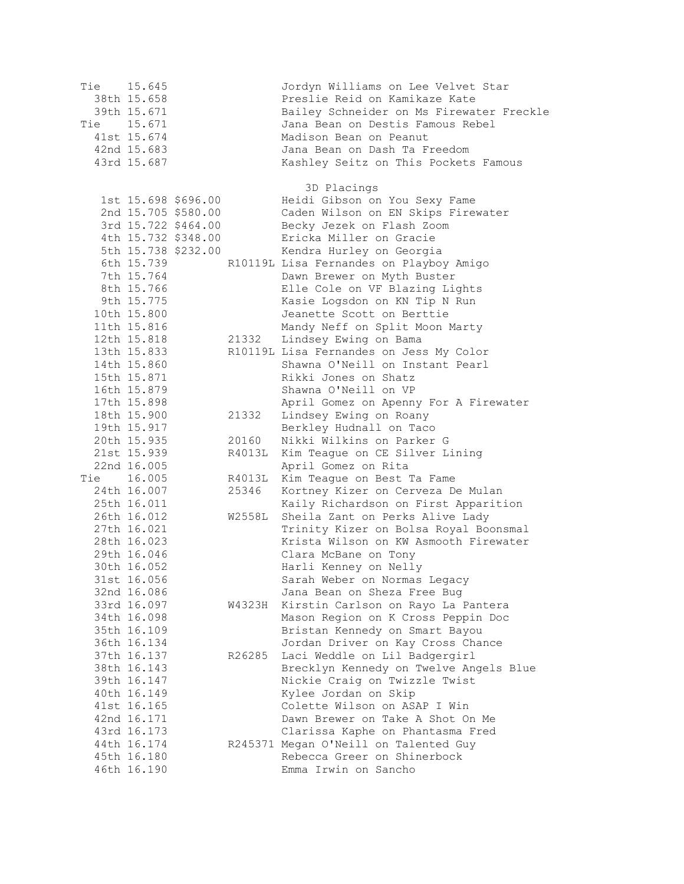| Place | Time | Payout | ID | Rider / Horse |
|---|---|---|---|---|
| Tie | 15.645 | | | Jordyn Williams on Lee Velvet Star |
| 38th | 15.658 | | | Preslie Reid on Kamikaze Kate |
| 39th | 15.671 | | | Bailey Schneider on Ms Firewater Freckle |
| Tie | 15.671 | | | Jana Bean on Destis Famous Rebel |
| 41st | 15.674 | | | Madison Bean on Peanut |
| 42nd | 15.683 | | | Jana Bean on Dash Ta Freedom |
| 43rd | 15.687 | | | Kashley Seitz on This Pockets Famous |

### 3D Placings

| Place | Time | Payout | ID | Rider / Horse |
|---|---|---|---|---|
| 1st | 15.698 | $696.00 | | Heidi Gibson on You Sexy Fame |
| 2nd | 15.705 | $580.00 | | Caden Wilson on EN Skips Firewater |
| 3rd | 15.722 | $464.00 | | Becky Jezek on Flash Zoom |
| 4th | 15.732 | $348.00 | | Ericka Miller on Gracie |
| 5th | 15.738 | $232.00 | | Kendra Hurley on Georgia |
| 6th | 15.739 | | R10119L | Lisa Fernandes on Playboy Amigo |
| 7th | 15.764 | | | Dawn Brewer on Myth Buster |
| 8th | 15.766 | | | Elle Cole on VF Blazing Lights |
| 9th | 15.775 | | | Kasie Logsdon on KN Tip N Run |
| 10th | 15.800 | | | Jeanette Scott on Berttie |
| 11th | 15.816 | | | Mandy Neff on Split Moon Marty |
| 12th | 15.818 | | 21332 | Lindsey Ewing on Bama |
| 13th | 15.833 | | R10119L | Lisa Fernandes on Jess My Color |
| 14th | 15.860 | | | Shawna O'Neill on Instant Pearl |
| 15th | 15.871 | | | Rikki Jones on Shatz |
| 16th | 15.879 | | | Shawna O'Neill on VP |
| 17th | 15.898 | | | April Gomez on Apenny For A Firewater |
| 18th | 15.900 | | 21332 | Lindsey Ewing on Roany |
| 19th | 15.917 | | | Berkley Hudnall on Taco |
| 20th | 15.935 | | 20160 | Nikki Wilkins on Parker G |
| 21st | 15.939 | | R4013L | Kim Teague on CE Silver Lining |
| 22nd | 16.005 | | | April Gomez on Rita |
| Tie | 16.005 | | R4013L | Kim Teague on Best Ta Fame |
| 24th | 16.007 | | 25346 | Kortney Kizer on Cerveza De Mulan |
| 25th | 16.011 | | | Kaily Richardson on First Apparition |
| 26th | 16.012 | | W2558L | Sheila Zant on Perks Alive Lady |
| 27th | 16.021 | | | Trinity Kizer on Bolsa Royal Boonsmal |
| 28th | 16.023 | | | Krista Wilson on KW Asmooth Firewater |
| 29th | 16.046 | | | Clara McBane on Tony |
| 30th | 16.052 | | | Harli Kenney on Nelly |
| 31st | 16.056 | | | Sarah Weber on Normas Legacy |
| 32nd | 16.086 | | | Jana Bean on Sheza Free Bug |
| 33rd | 16.097 | | W4323H | Kirstin Carlson on Rayo La Pantera |
| 34th | 16.098 | | | Mason Region on K Cross Peppin Doc |
| 35th | 16.109 | | | Bristan Kennedy on Smart Bayou |
| 36th | 16.134 | | | Jordan Driver on Kay Cross Chance |
| 37th | 16.137 | | R26285 | Laci Weddle on Lil Badgergirl |
| 38th | 16.143 | | | Brecklyn Kennedy on Twelve Angels Blue |
| 39th | 16.147 | | | Nickie Craig on Twizzle Twist |
| 40th | 16.149 | | | Kylee Jordan on Skip |
| 41st | 16.165 | | | Colette Wilson on ASAP I Win |
| 42nd | 16.171 | | | Dawn Brewer on Take A Shot On Me |
| 43rd | 16.173 | | | Clarissa Kaphe on Phantasma Fred |
| 44th | 16.174 | | R245371 | Megan O'Neill on Talented Guy |
| 45th | 16.180 | | | Rebecca Greer on Shinerbock |
| 46th | 16.190 | | | Emma Irwin on Sancho |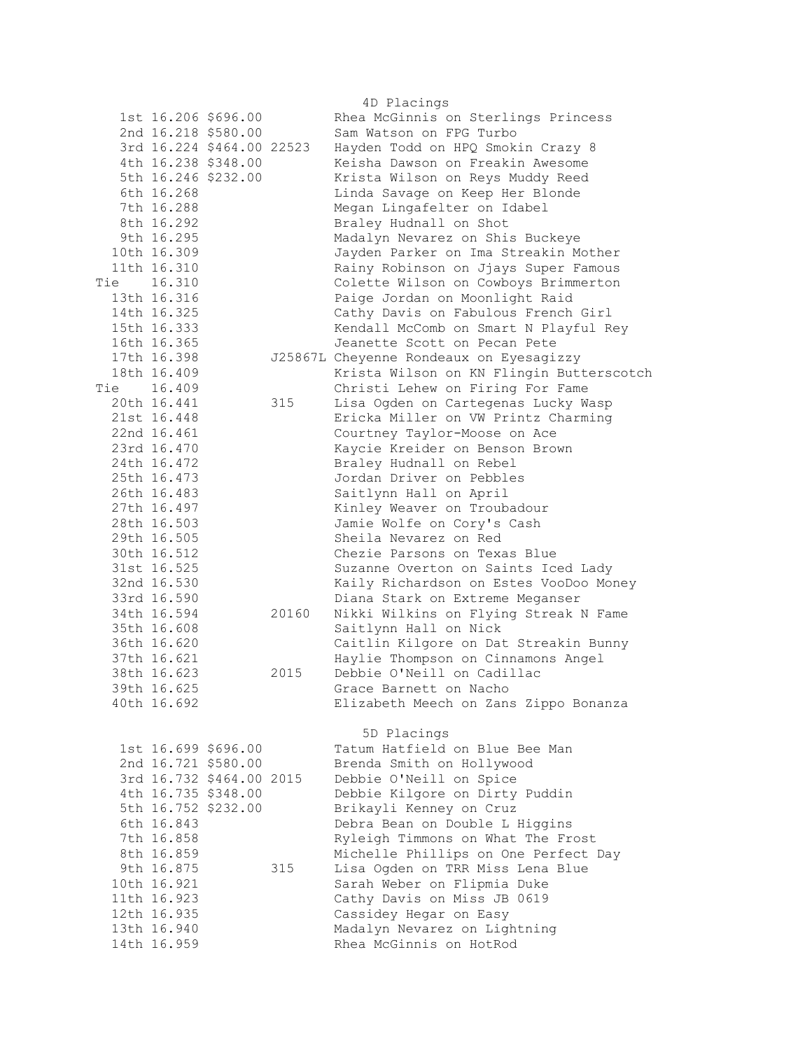## 4D Placings

| Place | Time | Payout | No. | Rider on Horse |
|---|---|---|---|---|
| 1st | 16.206 | $696.00 | | Rhea McGinnis on Sterlings Princess |
| 2nd | 16.218 | $580.00 | | Sam Watson on FPG Turbo |
| 3rd | 16.224 | $464.00 | 22523 | Hayden Todd on HPQ Smokin Crazy 8 |
| 4th | 16.238 | $348.00 | | Keisha Dawson on Freakin Awesome |
| 5th | 16.246 | $232.00 | | Krista Wilson on Reys Muddy Reed |
| 6th | 16.268 | | | Linda Savage on Keep Her Blonde |
| 7th | 16.288 | | | Megan Lingafelter on Idabel |
| 8th | 16.292 | | | Braley Hudnall on Shot |
| 9th | 16.295 | | | Madalyn Nevarez on Shis Buckeye |
| 10th | 16.309 | | | Jayden Parker on Ima Streakin Mother |
| 11th | 16.310 | | | Rainy Robinson on Jjays Super Famous |
| Tie | 16.310 | | | Colette Wilson on Cowboys Brimmerton |
| 13th | 16.316 | | | Paige Jordan on Moonlight Raid |
| 14th | 16.325 | | | Cathy Davis on Fabulous French Girl |
| 15th | 16.333 | | | Kendall McComb on Smart N Playful Rey |
| 16th | 16.365 | | | Jeanette Scott on Pecan Pete |
| 17th | 16.398 | | J25867L | Cheyenne Rondeaux on Eyesagizzy |
| 18th | 16.409 | | | Krista Wilson on KN Flingin Butterscotch |
| Tie | 16.409 | | | Christi Lehew on Firing For Fame |
| 20th | 16.441 | | 315 | Lisa Ogden on Cartegenas Lucky Wasp |
| 21st | 16.448 | | | Ericka Miller on VW Printz Charming |
| 22nd | 16.461 | | | Courtney Taylor-Moose on Ace |
| 23rd | 16.470 | | | Kaycie Kreider on Benson Brown |
| 24th | 16.472 | | | Braley Hudnall on Rebel |
| 25th | 16.473 | | | Jordan Driver on Pebbles |
| 26th | 16.483 | | | Saitlynn Hall on April |
| 27th | 16.497 | | | Kinley Weaver on Troubadour |
| 28th | 16.503 | | | Jamie Wolfe on Cory's Cash |
| 29th | 16.505 | | | Sheila Nevarez on Red |
| 30th | 16.512 | | | Chezie Parsons on Texas Blue |
| 31st | 16.525 | | | Suzanne Overton on Saints Iced Lady |
| 32nd | 16.530 | | | Kaily Richardson on Estes VooDoo Money |
| 33rd | 16.590 | | | Diana Stark on Extreme Meganser |
| 34th | 16.594 | | 20160 | Nikki Wilkins on Flying Streak N Fame |
| 35th | 16.608 | | | Saitlynn Hall on Nick |
| 36th | 16.620 | | | Caitlin Kilgore on Dat Streakin Bunny |
| 37th | 16.621 | | | Haylie Thompson on Cinnamons Angel |
| 38th | 16.623 | | 2015 | Debbie O'Neill on Cadillac |
| 39th | 16.625 | | | Grace Barnett on Nacho |
| 40th | 16.692 | | | Elizabeth Meech on Zans Zippo Bonanza |

## 5D Placings

| Place | Time | Payout | No. | Rider on Horse |
|---|---|---|---|---|
| 1st | 16.699 | $696.00 | | Tatum Hatfield on Blue Bee Man |
| 2nd | 16.721 | $580.00 | | Brenda Smith on Hollywood |
| 3rd | 16.732 | $464.00 | 2015 | Debbie O'Neill on Spice |
| 4th | 16.735 | $348.00 | | Debbie Kilgore on Dirty Puddin |
| 5th | 16.752 | $232.00 | | Brikayli Kenney on Cruz |
| 6th | 16.843 | | | Debra Bean on Double L Higgins |
| 7th | 16.858 | | | Ryleigh Timmons on What The Frost |
| 8th | 16.859 | | | Michelle Phillips on One Perfect Day |
| 9th | 16.875 | | 315 | Lisa Ogden on TRR Miss Lena Blue |
| 10th | 16.921 | | | Sarah Weber on Flipmia Duke |
| 11th | 16.923 | | | Cathy Davis on Miss JB 0619 |
| 12th | 16.935 | | | Cassidey Hegar on Easy |
| 13th | 16.940 | | | Madalyn Nevarez on Lightning |
| 14th | 16.959 | | | Rhea McGinnis on HotRod |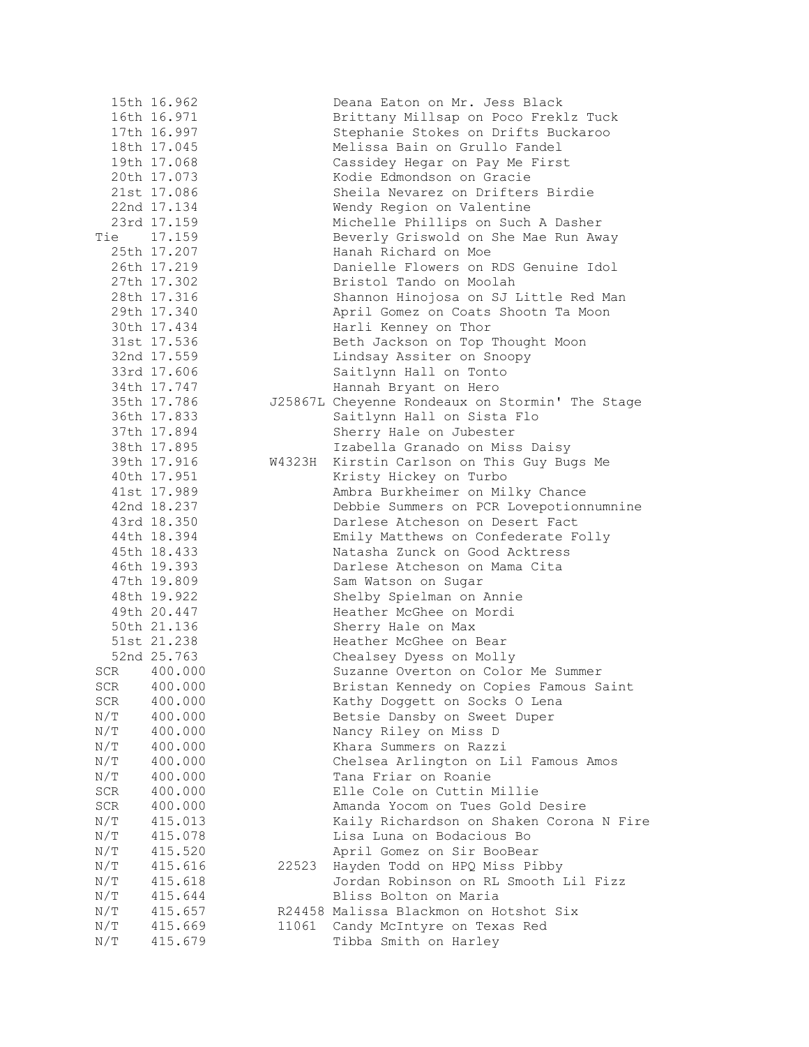| Place | Time | Number | Rider on Horse |
|---|---|---|---|
| 15th | 16.962 | | Deana Eaton on Mr. Jess Black |
| 16th | 16.971 | | Brittany Millsap on Poco Freklz Tuck |
| 17th | 16.997 | | Stephanie Stokes on Drifts Buckaroo |
| 18th | 17.045 | | Melissa Bain on Grullo Fandel |
| 19th | 17.068 | | Cassidey Hegar on Pay Me First |
| 20th | 17.073 | | Kodie Edmondson on Gracie |
| 21st | 17.086 | | Sheila Nevarez on Drifters Birdie |
| 22nd | 17.134 | | Wendy Region on Valentine |
| 23rd | 17.159 | | Michelle Phillips on Such A Dasher |
| Tie | 17.159 | | Beverly Griswold on She Mae Run Away |
| 25th | 17.207 | | Hanah Richard on Moe |
| 26th | 17.219 | | Danielle Flowers on RDS Genuine Idol |
| 27th | 17.302 | | Bristol Tando on Moolah |
| 28th | 17.316 | | Shannon Hinojosa on SJ Little Red Man |
| 29th | 17.340 | | April Gomez on Coats Shootn Ta Moon |
| 30th | 17.434 | | Harli Kenney on Thor |
| 31st | 17.536 | | Beth Jackson on Top Thought Moon |
| 32nd | 17.559 | | Lindsay Assiter on Snoopy |
| 33rd | 17.606 | | Saitlynn Hall on Tonto |
| 34th | 17.747 | | Hannah Bryant on Hero |
| 35th | 17.786 | J25867L | Cheyenne Rondeaux on Stormin' The Stage |
| 36th | 17.833 | | Saitlynn Hall on Sista Flo |
| 37th | 17.894 | | Sherry Hale on Jubester |
| 38th | 17.895 | | Izabella Granado on Miss Daisy |
| 39th | 17.916 | W4323H | Kirstin Carlson on This Guy Bugs Me |
| 40th | 17.951 | | Kristy Hickey on Turbo |
| 41st | 17.989 | | Ambra Burkheimer on Milky Chance |
| 42nd | 18.237 | | Debbie Summers on PCR Lovepotionnumnine |
| 43rd | 18.350 | | Darlese Atcheson on Desert Fact |
| 44th | 18.394 | | Emily Matthews on Confederate Folly |
| 45th | 18.433 | | Natasha Zunck on Good Acktress |
| 46th | 19.393 | | Darlese Atcheson on Mama Cita |
| 47th | 19.809 | | Sam Watson on Sugar |
| 48th | 19.922 | | Shelby Spielman on Annie |
| 49th | 20.447 | | Heather McGhee on Mordi |
| 50th | 21.136 | | Sherry Hale on Max |
| 51st | 21.238 | | Heather McGhee on Bear |
| 52nd | 25.763 | | Chealsey Dyess on Molly |
| SCR | 400.000 | | Suzanne Overton on Color Me Summer |
| SCR | 400.000 | | Bristan Kennedy on Copies Famous Saint |
| SCR | 400.000 | | Kathy Doggett on Socks O Lena |
| N/T | 400.000 | | Betsie Dansby on Sweet Duper |
| N/T | 400.000 | | Nancy Riley on Miss D |
| N/T | 400.000 | | Khara Summers on Razzi |
| N/T | 400.000 | | Chelsea Arlington on Lil Famous Amos |
| N/T | 400.000 | | Tana Friar on Roanie |
| SCR | 400.000 | | Elle Cole on Cuttin Millie |
| SCR | 400.000 | | Amanda Yocom on Tues Gold Desire |
| N/T | 415.013 | | Kaily Richardson on Shaken Corona N Fire |
| N/T | 415.078 | | Lisa Luna on Bodacious Bo |
| N/T | 415.520 | | April Gomez on Sir BooBear |
| N/T | 415.616 | 22523 | Hayden Todd on HPQ Miss Pibby |
| N/T | 415.618 | | Jordan Robinson on RL Smooth Lil Fizz |
| N/T | 415.644 | | Bliss Bolton on Maria |
| N/T | 415.657 | R24458 | Malissa Blackmon on Hotshot Six |
| N/T | 415.669 | 11061 | Candy McIntyre on Texas Red |
| N/T | 415.679 | | Tibba Smith on Harley |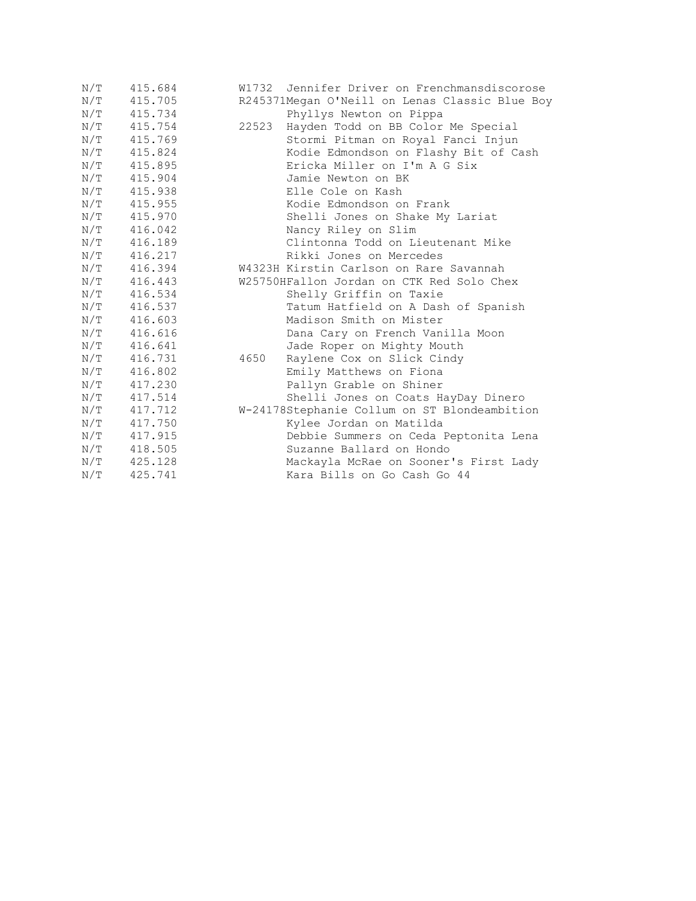| | | | |
|---|---|---|---|
| N/T | 415.684 | W1732 | Jennifer Driver on Frenchmansdiscorose |
| N/T | 415.705 | R245371 | Megan O'Neill on Lenas Classic Blue Boy |
| N/T | 415.734 | | Phyllys Newton on Pippa |
| N/T | 415.754 | 22523 | Hayden Todd on BB Color Me Special |
| N/T | 415.769 | | Stormi Pitman on Royal Fanci Injun |
| N/T | 415.824 | | Kodie Edmondson on Flashy Bit of Cash |
| N/T | 415.895 | | Ericka Miller on I'm A G Six |
| N/T | 415.904 | | Jamie Newton on BK |
| N/T | 415.938 | | Elle Cole on Kash |
| N/T | 415.955 | | Kodie Edmondson on Frank |
| N/T | 415.970 | | Shelli Jones on Shake My Lariat |
| N/T | 416.042 | | Nancy Riley on Slim |
| N/T | 416.189 | | Clintonna Todd on Lieutenant Mike |
| N/T | 416.217 | | Rikki Jones on Mercedes |
| N/T | 416.394 | W4323H | Kirstin Carlson on Rare Savannah |
| N/T | 416.443 | W25750H | Fallon Jordan on CTK Red Solo Chex |
| N/T | 416.534 | | Shelly Griffin on Taxie |
| N/T | 416.537 | | Tatum Hatfield on A Dash of Spanish |
| N/T | 416.603 | | Madison Smith on Mister |
| N/T | 416.616 | | Dana Cary on French Vanilla Moon |
| N/T | 416.641 | | Jade Roper on Mighty Mouth |
| N/T | 416.731 | 4650 | Raylene Cox on Slick Cindy |
| N/T | 416.802 | | Emily Matthews on Fiona |
| N/T | 417.230 | | Pallyn Grable on Shiner |
| N/T | 417.514 | | Shelli Jones on Coats HayDay Dinero |
| N/T | 417.712 | W-24178 | Stephanie Collum on ST Blondeambition |
| N/T | 417.750 | | Kylee Jordan on Matilda |
| N/T | 417.915 | | Debbie Summers on Ceda Peptonita Lena |
| N/T | 418.505 | | Suzanne Ballard on Hondo |
| N/T | 425.128 | | Mackayla McRae on Sooner's First Lady |
| N/T | 425.741 | | Kara Bills on Go Cash Go 44 |